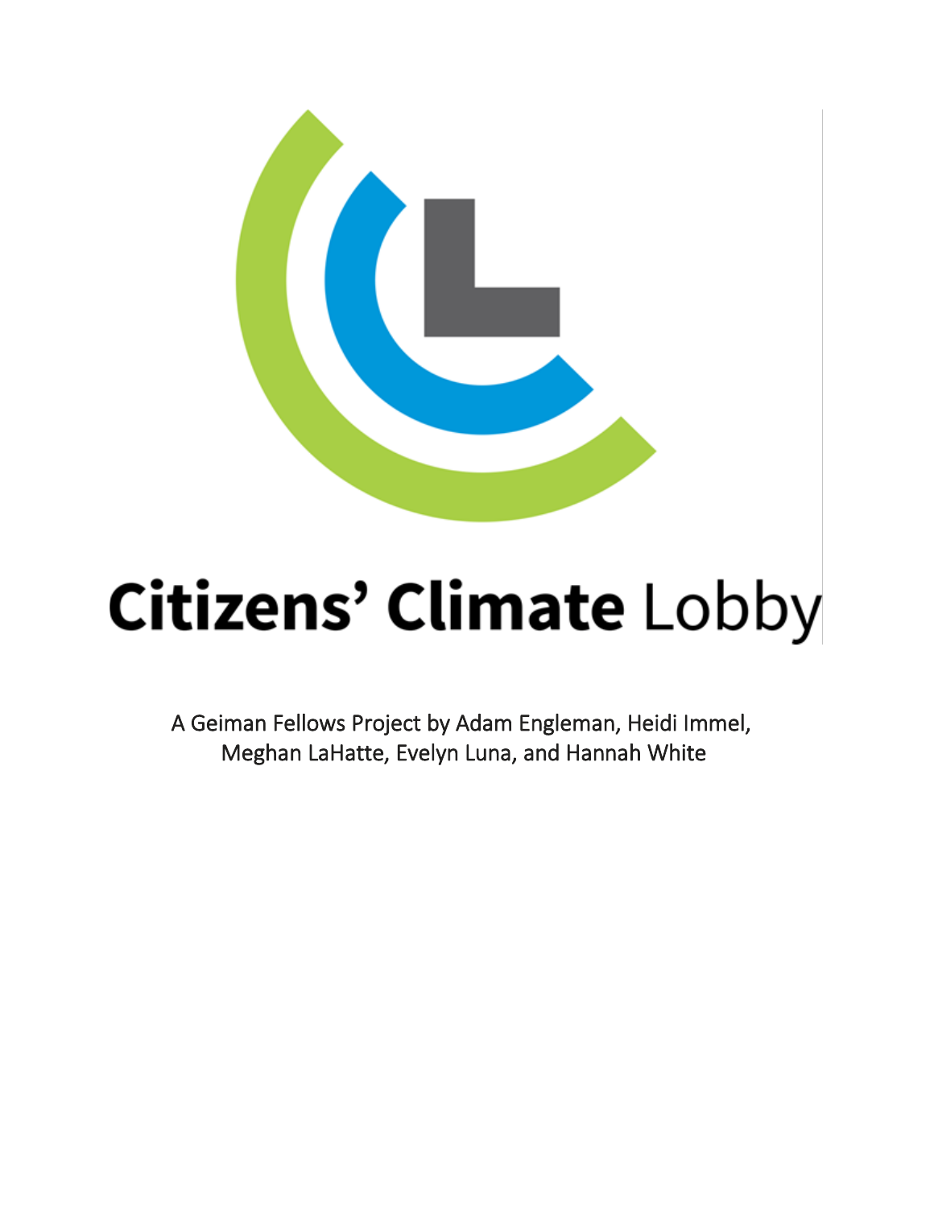# Citizens' Climate Lobby

A Geiman Fellows Project by Adam Engleman, Heidi Immel, Meghan LaHatte, Evelyn Luna, and Hannah White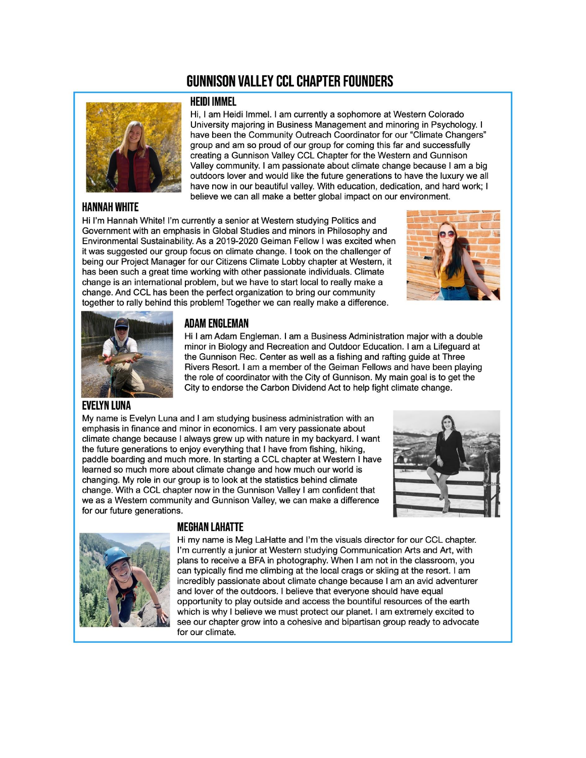# GUNNISON VALLEY CCL CHAPTER FOUNDERS

## HEIDI IMMEL

Hi, I am Heidi Immel. I am currently a sophomore at Western Colorado University majoring in Business Management and minoring in Psychology. I have been the Community Outreach Coordinator for our "Climate Changers" group and am so proud of our group for coming this far and successfully creating a Gunnison Valley CCL Chapter for the Western and Gunnison Valley community. I am passionate about climate change because I am a big outdoors lover and would like the future generations to have the luxury we all have now in our beautiful valley. With education, dedication, and hard work; I believe we can all make a better global impact on our environment.

## HANNAH WHITE

Hi I'm Hannah White! I'm currently a senior at Western studying Politics and Government with an emphasis in Global Studies and minors in Philosophy and Environmental Sustainability. As a 2019-2020 Geiman Fellow I was excited when it was suggested our group focus on climate change. I took on the challenger of being our Project Manager for our Citizens Climate Lobby chapter at Western, it has been such a great time working with other passionate individuals. Climate change is an international problem, but we have to start local to really make a change. And CCL has been the perfect organization to bring our community together to rally behind this problem! Together we can really make a difference.

## ADAM ENGLEMAN

Hi I am Adam Engleman. I am a Business Administration major with a double minor in Biology and Recreation and Outdoor Education. I am a Lifeguard at the Gunnison Rec. Center as well as a fishing and rafting guide at Three Rivers Resort. I am a member of the Geiman Fellows and have been playing the role of coordinator with the City of Gunnison. My main goal is to get the City to endorse the Carbon Dividend Act to help fight climate change.

## EVELYN LUNA

My name is Evelyn Luna and I am studying business administration with an emphasis in finance and minor in economics. I am very passionate about climate change because I always grew up with nature in my backyard. I want the future generations to enjoy everything that I have from fishing, hiking, paddle boarding and much more. In starting a CCL chapter at Western I have learned so much more about climate change and how much our world is changing. My role in our group is to look at the statistics behind climate change. With a CCL chapter now in the Gunnison Valley I am confident that we as a Western community and Gunnison Valley, we can make a difference for our future generations.

## MEGHAN LAHATTE

Hi my name is Meg LaHatte and I'm the visuals director for our CCL chapter. I'm currently a junior at Western studying Communication Arts and Art, with plans to receive a BFA in photography. When I am not in the classroom, you can typically find me climbing at the local crags or skiing at the resort. I am incredibly passionate about climate change because I am an avid adventurer and lover of the outdoors. I believe that everyone should have equal opportunity to play outside and access the bountiful resources of the earth which is why I believe we must protect our planet. I am extremely excited to see our chapter grow into a cohesive and bipartisan group ready to advocate for our climate.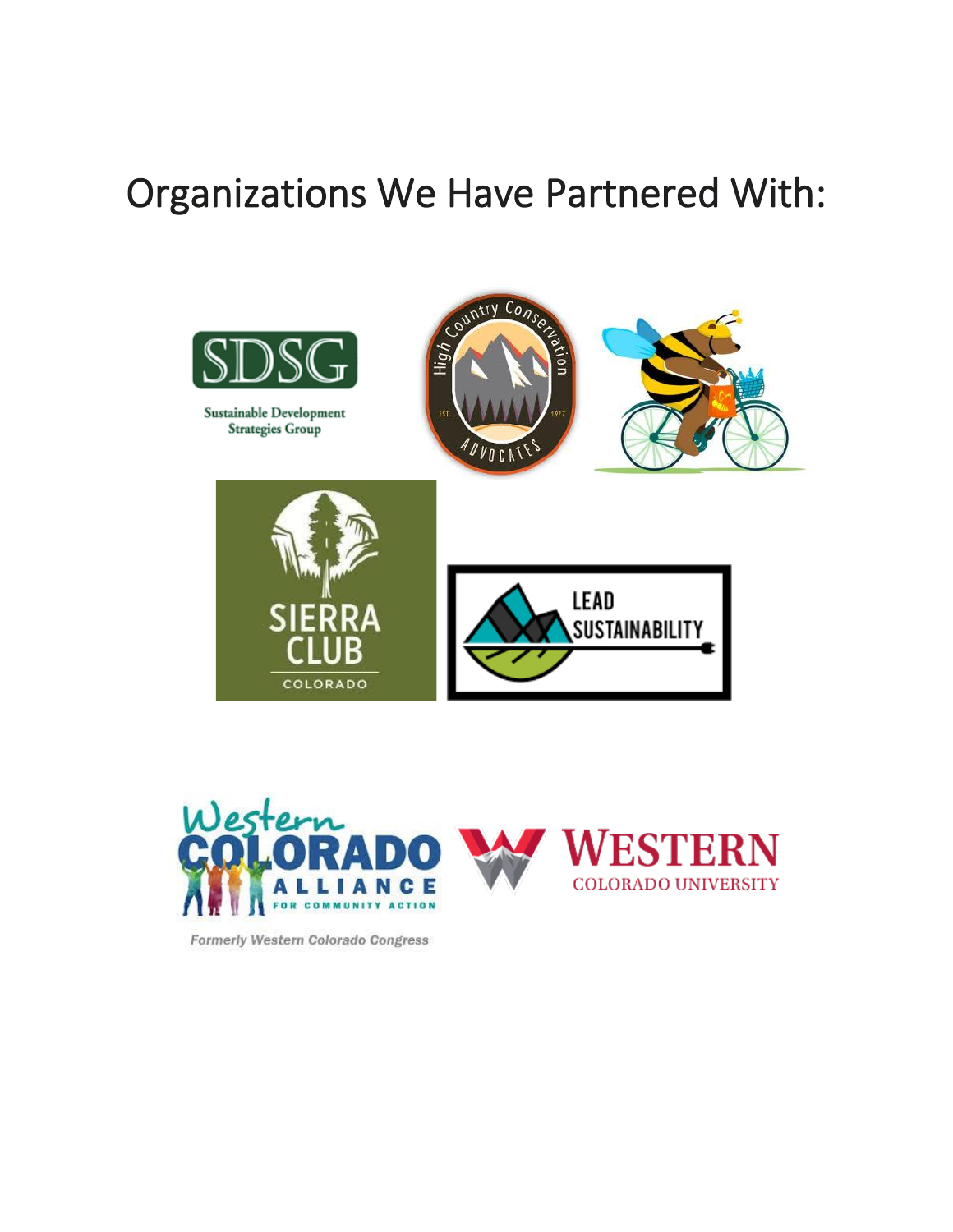# Organizations We Have Partnered With:

SDSG

Sustainable Development Strategies Group

High Country Conservation Advocates

EST. 1977

SIERRA CLUB

COLORADO

LEAD SUSTAINABILITY

Western COLORADO ALLIANCE FOR COMMUNITY ACTION

Formerly Western Colorado Congress

WESTERN COLORADO UNIVERSITY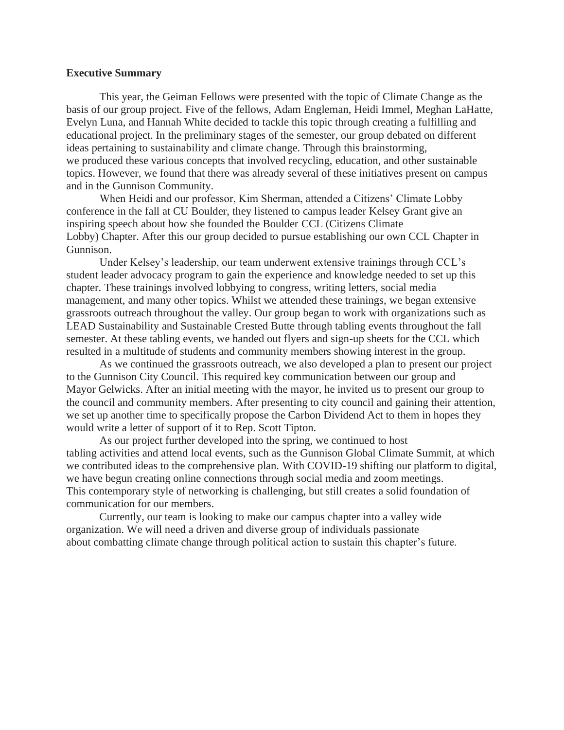**Executive Summary**

This year, the Geiman Fellows were presented with the topic of Climate Change as the basis of our group project. Five of the fellows, Adam Engleman, Heidi Immel, Meghan LaHatte, Evelyn Luna, and Hannah White decided to tackle this topic through creating a fulfilling and educational project. In the preliminary stages of the semester, our group debated on different ideas pertaining to sustainability and climate change. Through this brainstorming, we produced these various concepts that involved recycling, education, and other sustainable topics. However, we found that there was already several of these initiatives present on campus and in the Gunnison Community.

When Heidi and our professor, Kim Sherman, attended a Citizens' Climate Lobby conference in the fall at CU Boulder, they listened to campus leader Kelsey Grant give an inspiring speech about how she founded the Boulder CCL (Citizens Climate Lobby) Chapter. After this our group decided to pursue establishing our own CCL Chapter in Gunnison.

Under Kelsey's leadership, our team underwent extensive trainings through CCL's student leader advocacy program to gain the experience and knowledge needed to set up this chapter. These trainings involved lobbying to congress, writing letters, social media management, and many other topics. Whilst we attended these trainings, we began extensive grassroots outreach throughout the valley. Our group began to work with organizations such as LEAD Sustainability and Sustainable Crested Butte through tabling events throughout the fall semester. At these tabling events, we handed out flyers and sign-up sheets for the CCL which resulted in a multitude of students and community members showing interest in the group.

As we continued the grassroots outreach, we also developed a plan to present our project to the Gunnison City Council. This required key communication between our group and Mayor Gelwicks. After an initial meeting with the mayor, he invited us to present our group to the council and community members. After presenting to city council and gaining their attention, we set up another time to specifically propose the Carbon Dividend Act to them in hopes they would write a letter of support of it to Rep. Scott Tipton.

As our project further developed into the spring, we continued to host tabling activities and attend local events, such as the Gunnison Global Climate Summit, at which we contributed ideas to the comprehensive plan. With COVID-19 shifting our platform to digital, we have begun creating online connections through social media and zoom meetings. This contemporary style of networking is challenging, but still creates a solid foundation of communication for our members.

Currently, our team is looking to make our campus chapter into a valley wide organization. We will need a driven and diverse group of individuals passionate about combatting climate change through political action to sustain this chapter's future.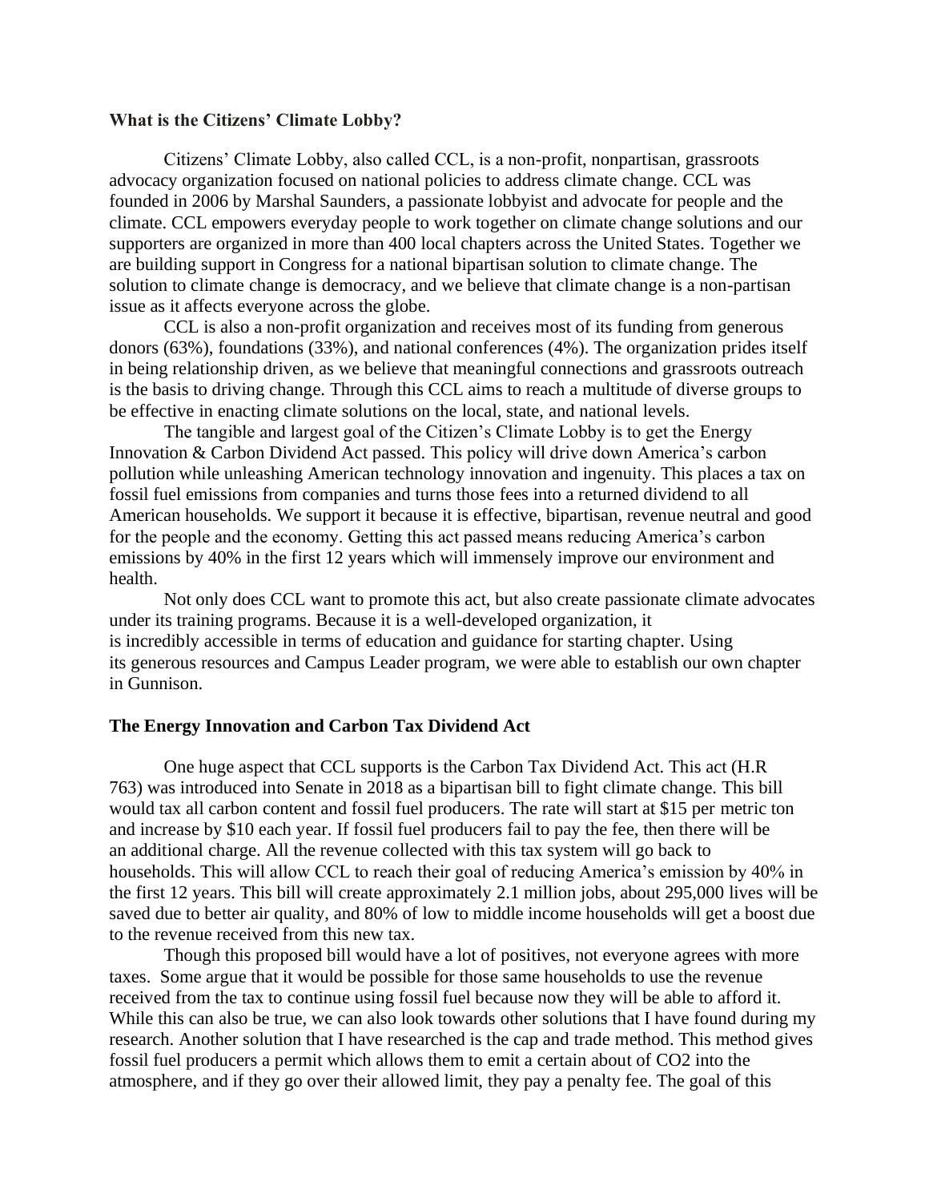**What is the Citizens' Climate Lobby?**

Citizens' Climate Lobby, also called CCL, is a non-profit, nonpartisan, grassroots advocacy organization focused on national policies to address climate change. CCL was founded in 2006 by Marshal Saunders, a passionate lobbyist and advocate for people and the climate. CCL empowers everyday people to work together on climate change solutions and our supporters are organized in more than 400 local chapters across the United States. Together we are building support in Congress for a national bipartisan solution to climate change. The solution to climate change is democracy, and we believe that climate change is a non-partisan issue as it affects everyone across the globe.

CCL is also a non-profit organization and receives most of its funding from generous donors (63%), foundations (33%), and national conferences (4%). The organization prides itself in being relationship driven, as we believe that meaningful connections and grassroots outreach is the basis to driving change. Through this CCL aims to reach a multitude of diverse groups to be effective in enacting climate solutions on the local, state, and national levels.

The tangible and largest goal of the Citizen's Climate Lobby is to get the Energy Innovation & Carbon Dividend Act passed. This policy will drive down America's carbon pollution while unleashing American technology innovation and ingenuity. This places a tax on fossil fuel emissions from companies and turns those fees into a returned dividend to all American households. We support it because it is effective, bipartisan, revenue neutral and good for the people and the economy. Getting this act passed means reducing America's carbon emissions by 40% in the first 12 years which will immensely improve our environment and health.

Not only does CCL want to promote this act, but also create passionate climate advocates under its training programs. Because it is a well-developed organization, it is incredibly accessible in terms of education and guidance for starting chapter. Using its generous resources and Campus Leader program, we were able to establish our own chapter in Gunnison.

**The Energy Innovation and Carbon Tax Dividend Act**

One huge aspect that CCL supports is the Carbon Tax Dividend Act. This act (H.R 763) was introduced into Senate in 2018 as a bipartisan bill to fight climate change. This bill would tax all carbon content and fossil fuel producers. The rate will start at $15 per metric ton and increase by $10 each year. If fossil fuel producers fail to pay the fee, then there will be an additional charge. All the revenue collected with this tax system will go back to households. This will allow CCL to reach their goal of reducing America's emission by 40% in the first 12 years. This bill will create approximately 2.1 million jobs, about 295,000 lives will be saved due to better air quality, and 80% of low to middle income households will get a boost due to the revenue received from this new tax.

Though this proposed bill would have a lot of positives, not everyone agrees with more taxes. Some argue that it would be possible for those same households to use the revenue received from the tax to continue using fossil fuel because now they will be able to afford it. While this can also be true, we can also look towards other solutions that I have found during my research. Another solution that I have researched is the cap and trade method. This method gives fossil fuel producers a permit which allows them to emit a certain about of $CO_2$ into the atmosphere, and if they go over their allowed limit, they pay a penalty fee. The goal of this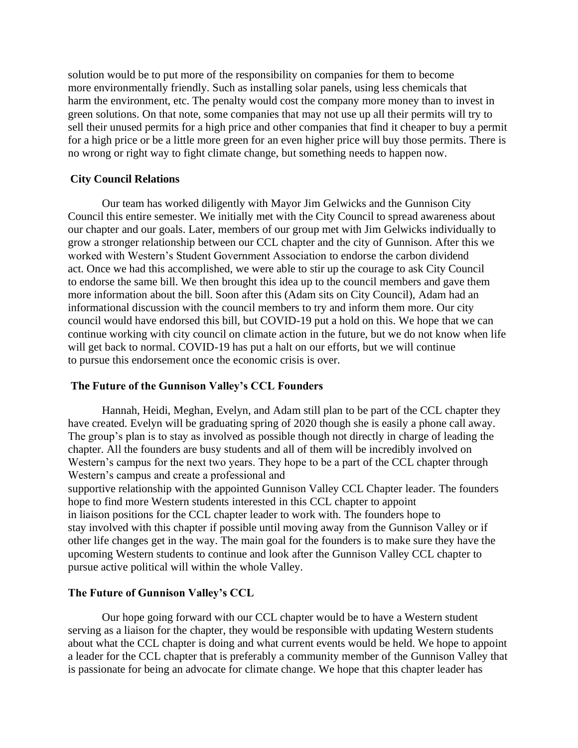solution would be to put more of the responsibility on companies for them to become more environmentally friendly. Such as installing solar panels, using less chemicals that harm the environment, etc. The penalty would cost the company more money than to invest in green solutions. On that note, some companies that may not use up all their permits will try to sell their unused permits for a high price and other companies that find it cheaper to buy a permit for a high price or be a little more green for an even higher price will buy those permits. There is no wrong or right way to fight climate change, but something needs to happen now.

**City Council Relations**

Our team has worked diligently with Mayor Jim Gelwicks and the Gunnison City Council this entire semester. We initially met with the City Council to spread awareness about our chapter and our goals. Later, members of our group met with Jim Gelwicks individually to grow a stronger relationship between our CCL chapter and the city of Gunnison. After this we worked with Western's Student Government Association to endorse the carbon dividend act. Once we had this accomplished, we were able to stir up the courage to ask City Council to endorse the same bill. We then brought this idea up to the council members and gave them more information about the bill. Soon after this (Adam sits on City Council), Adam had an informational discussion with the council members to try and inform them more. Our city council would have endorsed this bill, but COVID-19 put a hold on this. We hope that we can continue working with city council on climate action in the future, but we do not know when life will get back to normal. COVID-19 has put a halt on our efforts, but we will continue to pursue this endorsement once the economic crisis is over.

**The Future of the Gunnison Valley's CCL Founders**

Hannah, Heidi, Meghan, Evelyn, and Adam still plan to be part of the CCL chapter they have created. Evelyn will be graduating spring of 2020 though she is easily a phone call away. The group's plan is to stay as involved as possible though not directly in charge of leading the chapter. All the founders are busy students and all of them will be incredibly involved on Western's campus for the next two years. They hope to be a part of the CCL chapter through Western's campus and create a professional and supportive relationship with the appointed Gunnison Valley CCL Chapter leader. The founders hope to find more Western students interested in this CCL chapter to appoint in liaison positions for the CCL chapter leader to work with. The founders hope to stay involved with this chapter if possible until moving away from the Gunnison Valley or if other life changes get in the way. The main goal for the founders is to make sure they have the upcoming Western students to continue and look after the Gunnison Valley CCL chapter to pursue active political will within the whole Valley.

**The Future of Gunnison Valley's CCL**

Our hope going forward with our CCL chapter would be to have a Western student serving as a liaison for the chapter, they would be responsible with updating Western students about what the CCL chapter is doing and what current events would be held. We hope to appoint a leader for the CCL chapter that is preferably a community member of the Gunnison Valley that is passionate for being an advocate for climate change. We hope that this chapter leader has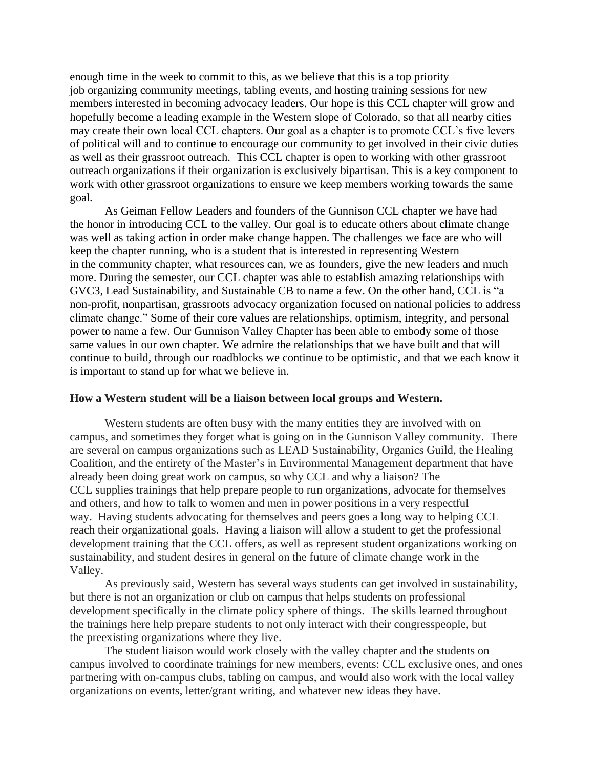enough time in the week to commit to this, as we believe that this is a top priority job organizing community meetings, tabling events, and hosting training sessions for new members interested in becoming advocacy leaders. Our hope is this CCL chapter will grow and hopefully become a leading example in the Western slope of Colorado, so that all nearby cities may create their own local CCL chapters. Our goal as a chapter is to promote CCL's five levers of political will and to continue to encourage our community to get involved in their civic duties as well as their grassroot outreach. This CCL chapter is open to working with other grassroot outreach organizations if their organization is exclusively bipartisan. This is a key component to work with other grassroot organizations to ensure we keep members working towards the same goal.

As Geiman Fellow Leaders and founders of the Gunnison CCL chapter we have had the honor in introducing CCL to the valley. Our goal is to educate others about climate change was well as taking action in order make change happen. The challenges we face are who will keep the chapter running, who is a student that is interested in representing Western in the community chapter, what resources can, we as founders, give the new leaders and much more. During the semester, our CCL chapter was able to establish amazing relationships with GVC3, Lead Sustainability, and Sustainable CB to name a few. On the other hand, CCL is "a non-profit, nonpartisan, grassroots advocacy organization focused on national policies to address climate change." Some of their core values are relationships, optimism, integrity, and personal power to name a few. Our Gunnison Valley Chapter has been able to embody some of those same values in our own chapter. We admire the relationships that we have built and that will continue to build, through our roadblocks we continue to be optimistic, and that we each know it is important to stand up for what we believe in.

**How a Western student will be a liaison between local groups and Western.**

Western students are often busy with the many entities they are involved with on campus, and sometimes they forget what is going on in the Gunnison Valley community. There are several on campus organizations such as LEAD Sustainability, Organics Guild, the Healing Coalition, and the entirety of the Master's in Environmental Management department that have already been doing great work on campus, so why CCL and why a liaison? The CCL supplies trainings that help prepare people to run organizations, advocate for themselves and others, and how to talk to women and men in power positions in a very respectful way. Having students advocating for themselves and peers goes a long way to helping CCL reach their organizational goals. Having a liaison will allow a student to get the professional development training that the CCL offers, as well as represent student organizations working on sustainability, and student desires in general on the future of climate change work in the Valley.

As previously said, Western has several ways students can get involved in sustainability, but there is not an organization or club on campus that helps students on professional development specifically in the climate policy sphere of things. The skills learned throughout the trainings here help prepare students to not only interact with their congresspeople, but the preexisting organizations where they live.

The student liaison would work closely with the valley chapter and the students on campus involved to coordinate trainings for new members, events: CCL exclusive ones, and ones partnering with on-campus clubs, tabling on campus, and would also work with the local valley organizations on events, letter/grant writing, and whatever new ideas they have.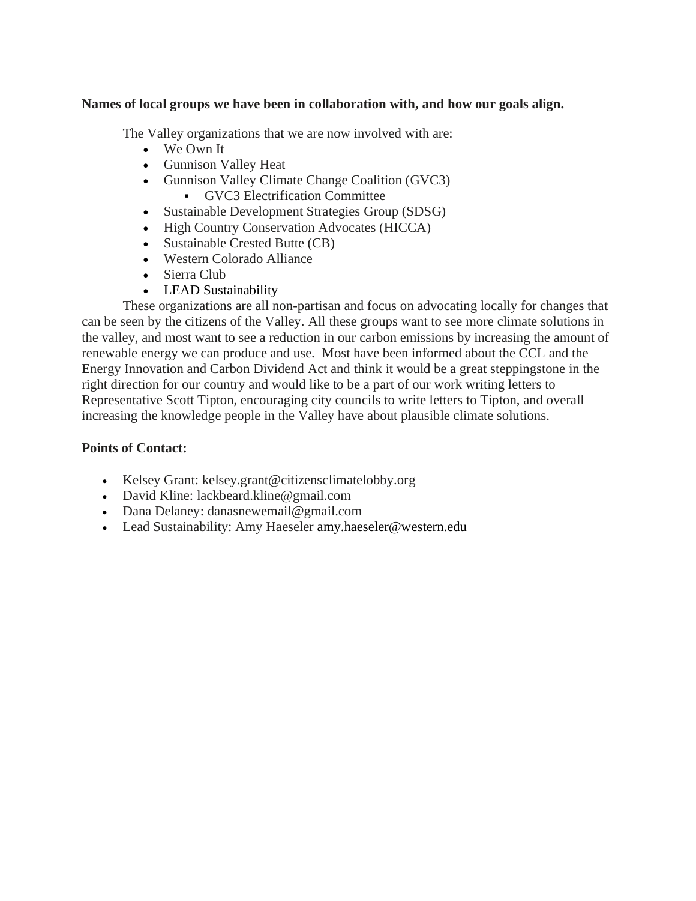**Names of local groups we have been in collaboration with, and how our goals align.**

The Valley organizations that we are now involved with are:

- We Own It
- Gunnison Valley Heat
- Gunnison Valley Climate Change Coalition (GVC3)
  - GVC3 Electrification Committee
- Sustainable Development Strategies Group (SDSG)
- High Country Conservation Advocates (HICCA)
- Sustainable Crested Butte (CB)
- Western Colorado Alliance
- Sierra Club
- LEAD Sustainability

These organizations are all non-partisan and focus on advocating locally for changes that can be seen by the citizens of the Valley. All these groups want to see more climate solutions in the valley, and most want to see a reduction in our carbon emissions by increasing the amount of renewable energy we can produce and use. Most have been informed about the CCL and the Energy Innovation and Carbon Dividend Act and think it would be a great steppingstone in the right direction for our country and would like to be a part of our work writing letters to Representative Scott Tipton, encouraging city councils to write letters to Tipton, and overall increasing the knowledge people in the Valley have about plausible climate solutions.

**Points of Contact:**

- Kelsey Grant: kelsey.grant@citizensclimatelobby.org
- David Kline: lackbeard.kline@gmail.com
- Dana Delaney: danasnewemail@gmail.com
- Lead Sustainability: Amy Haeseler amy.haeseler@western.edu